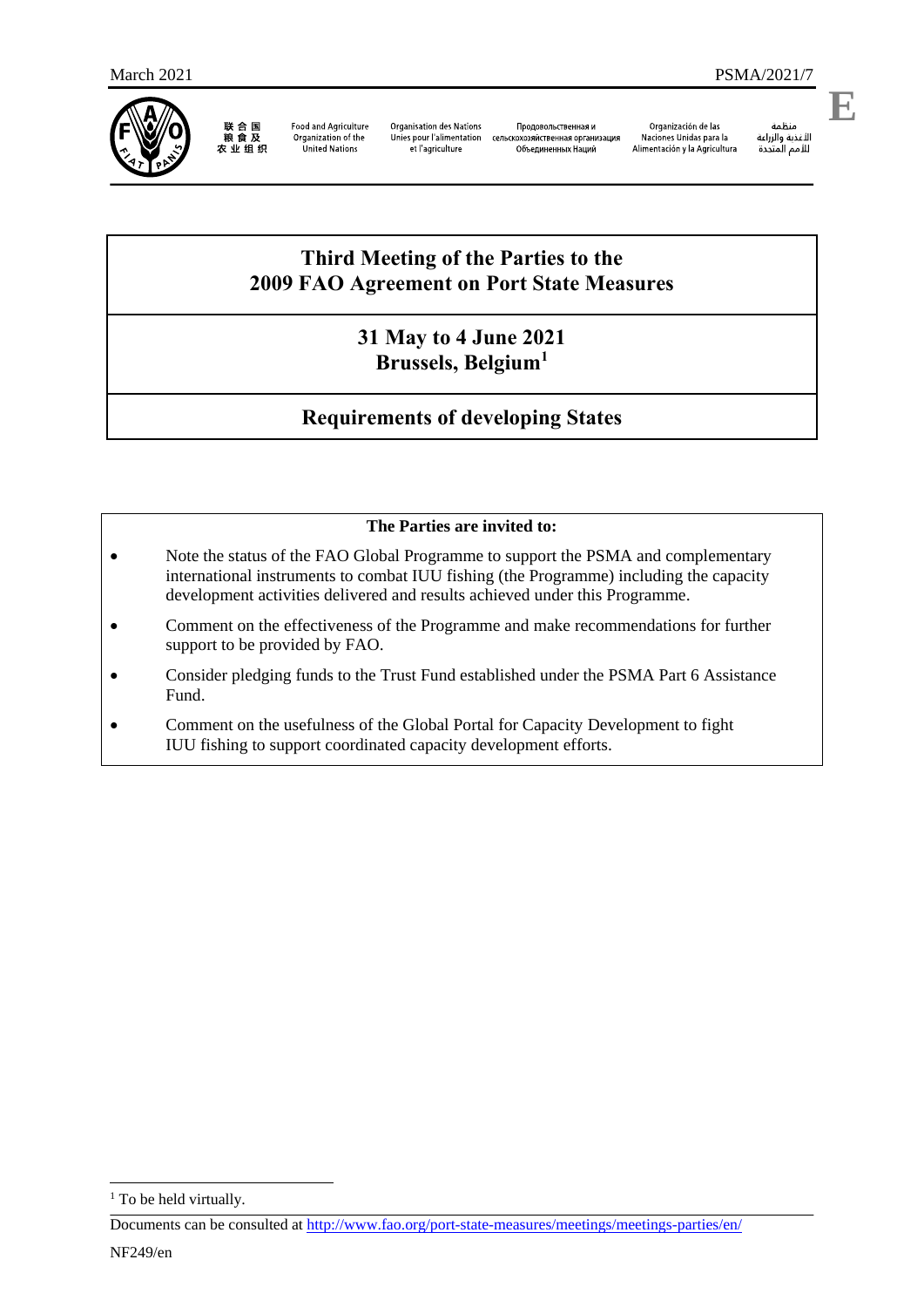March 2021 PSMA/2021/7

E

联合国粮食及农业组织 | Food and Agriculture Organization of the United Nations | Organisation des Nations Unies pour l'alimentation et l'agriculture | Продовольственная и сельскохозяйственная организация Объединенных Наций | Organización de las Naciones Unidas para la Alimentación y la Agricultura | منظمة الأغذية والزراعة للأمم المتحدة

# Third Meeting of the Parties to the 2009 FAO Agreement on Port State Measures

## 31 May to 4 June 2021 Brussels, Belgium[1]

## Requirements of developing States

**The Parties are invited to:**

- Note the status of the FAO Global Programme to support the PSMA and complementary international instruments to combat IUU fishing (the Programme) including the capacity development activities delivered and results achieved under this Programme.
- Comment on the effectiveness of the Programme and make recommendations for further support to be provided by FAO.
- Consider pledging funds to the Trust Fund established under the PSMA Part 6 Assistance Fund.
- Comment on the usefulness of the Global Portal for Capacity Development to fight IUU fishing to support coordinated capacity development efforts.

[1] To be held virtually.

Documents can be consulted at http://www.fao.org/port-state-measures/meetings/meetings-parties/en/

NF249/en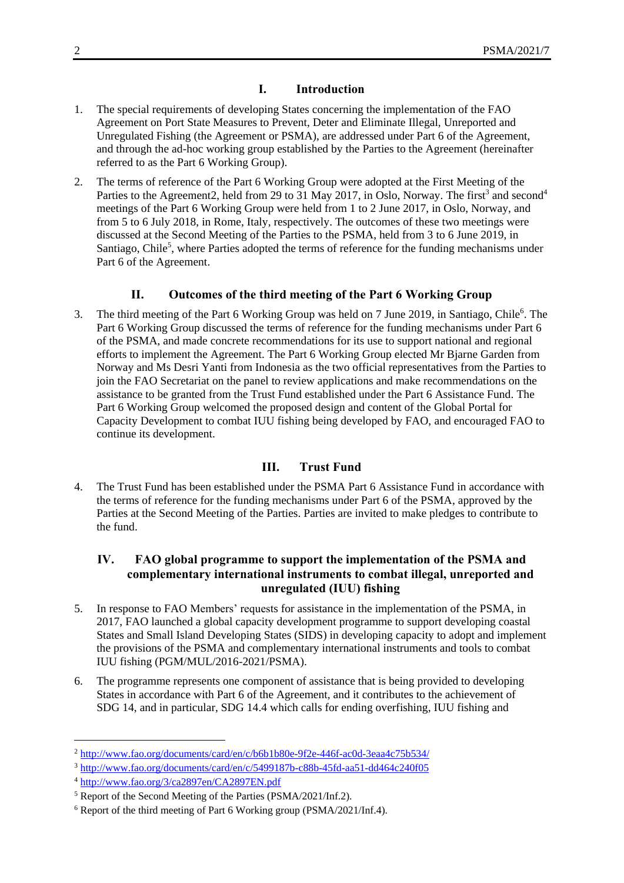## I. Introduction

1. The special requirements of developing States concerning the implementation of the FAO Agreement on Port State Measures to Prevent, Deter and Eliminate Illegal, Unreported and Unregulated Fishing (the Agreement or PSMA), are addressed under Part 6 of the Agreement, and through the ad-hoc working group established by the Parties to the Agreement (hereinafter referred to as the Part 6 Working Group).

2. The terms of reference of the Part 6 Working Group were adopted at the First Meeting of the Parties to the Agreement2, held from 29 to 31 May 2017, in Oslo, Norway. The first[3] and second[4] meetings of the Part 6 Working Group were held from 1 to 2 June 2017, in Oslo, Norway, and from 5 to 6 July 2018, in Rome, Italy, respectively. The outcomes of these two meetings were discussed at the Second Meeting of the Parties to the PSMA, held from 3 to 6 June 2019, in Santiago, Chile[5], where Parties adopted the terms of reference for the funding mechanisms under Part 6 of the Agreement.

## II. Outcomes of the third meeting of the Part 6 Working Group

3. The third meeting of the Part 6 Working Group was held on 7 June 2019, in Santiago, Chile[6]. The Part 6 Working Group discussed the terms of reference for the funding mechanisms under Part 6 of the PSMA, and made concrete recommendations for its use to support national and regional efforts to implement the Agreement. The Part 6 Working Group elected Mr Bjarne Garden from Norway and Ms Desri Yanti from Indonesia as the two official representatives from the Parties to join the FAO Secretariat on the panel to review applications and make recommendations on the assistance to be granted from the Trust Fund established under the Part 6 Assistance Fund. The Part 6 Working Group welcomed the proposed design and content of the Global Portal for Capacity Development to combat IUU fishing being developed by FAO, and encouraged FAO to continue its development.

## III. Trust Fund

4. The Trust Fund has been established under the PSMA Part 6 Assistance Fund in accordance with the terms of reference for the funding mechanisms under Part 6 of the PSMA, approved by the Parties at the Second Meeting of the Parties. Parties are invited to make pledges to contribute to the fund.

## IV. FAO global programme to support the implementation of the PSMA and complementary international instruments to combat illegal, unreported and unregulated (IUU) fishing

5. In response to FAO Members' requests for assistance in the implementation of the PSMA, in 2017, FAO launched a global capacity development programme to support developing coastal States and Small Island Developing States (SIDS) in developing capacity to adopt and implement the provisions of the PSMA and complementary international instruments and tools to combat IUU fishing (PGM/MUL/2016-2021/PSMA).

6. The programme represents one component of assistance that is being provided to developing States in accordance with Part 6 of the Agreement, and it contributes to the achievement of SDG 14, and in particular, SDG 14.4 which calls for ending overfishing, IUU fishing and

---

[2] http://www.fao.org/documents/card/en/c/b6b1b80e-9f2e-446f-ac0d-3eaa4c75b534/

[3] http://www.fao.org/documents/card/en/c/5499187b-c88b-45fd-aa51-dd464c240f05

[4] http://www.fao.org/3/ca2897en/CA2897EN.pdf

[5] Report of the Second Meeting of the Parties (PSMA/2021/Inf.2).

[6] Report of the third meeting of Part 6 Working group (PSMA/2021/Inf.4).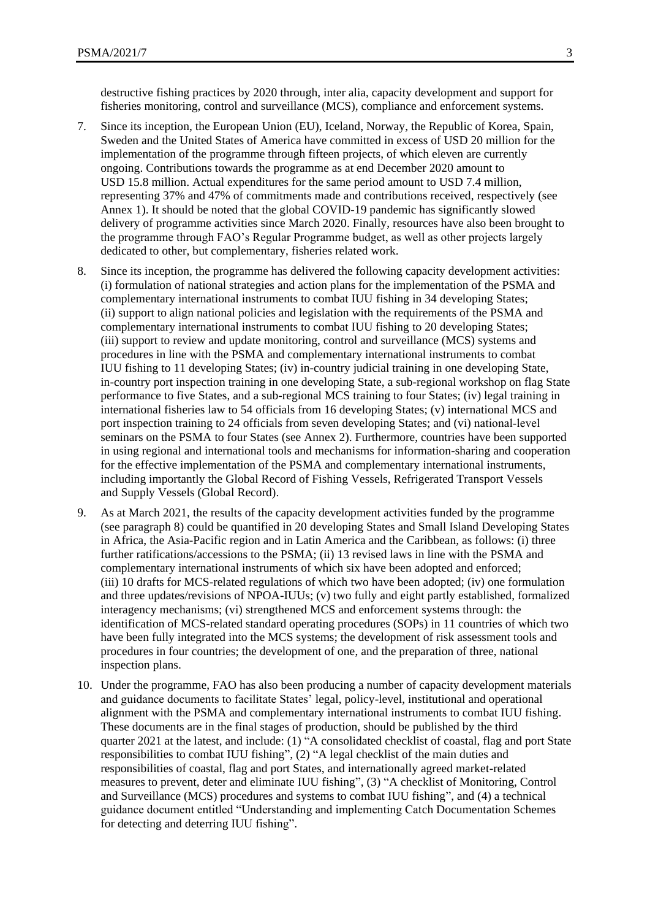destructive fishing practices by 2020 through, inter alia, capacity development and support for fisheries monitoring, control and surveillance (MCS), compliance and enforcement systems.

7. Since its inception, the European Union (EU), Iceland, Norway, the Republic of Korea, Spain, Sweden and the United States of America have committed in excess of USD 20 million for the implementation of the programme through fifteen projects, of which eleven are currently ongoing. Contributions towards the programme as at end December 2020 amount to USD 15.8 million. Actual expenditures for the same period amount to USD 7.4 million, representing 37% and 47% of commitments made and contributions received, respectively (see Annex 1). It should be noted that the global COVID-19 pandemic has significantly slowed delivery of programme activities since March 2020. Finally, resources have also been brought to the programme through FAO's Regular Programme budget, as well as other projects largely dedicated to other, but complementary, fisheries related work.

8. Since its inception, the programme has delivered the following capacity development activities: (i) formulation of national strategies and action plans for the implementation of the PSMA and complementary international instruments to combat IUU fishing in 34 developing States; (ii) support to align national policies and legislation with the requirements of the PSMA and complementary international instruments to combat IUU fishing to 20 developing States; (iii) support to review and update monitoring, control and surveillance (MCS) systems and procedures in line with the PSMA and complementary international instruments to combat IUU fishing to 11 developing States; (iv) in-country judicial training in one developing State, in-country port inspection training in one developing State, a sub-regional workshop on flag State performance to five States, and a sub-regional MCS training to four States; (iv) legal training in international fisheries law to 54 officials from 16 developing States; (v) international MCS and port inspection training to 24 officials from seven developing States; and (vi) national-level seminars on the PSMA to four States (see Annex 2). Furthermore, countries have been supported in using regional and international tools and mechanisms for information-sharing and cooperation for the effective implementation of the PSMA and complementary international instruments, including importantly the Global Record of Fishing Vessels, Refrigerated Transport Vessels and Supply Vessels (Global Record).

9. As at March 2021, the results of the capacity development activities funded by the programme (see paragraph 8) could be quantified in 20 developing States and Small Island Developing States in Africa, the Asia-Pacific region and in Latin America and the Caribbean, as follows: (i) three further ratifications/accessions to the PSMA; (ii) 13 revised laws in line with the PSMA and complementary international instruments of which six have been adopted and enforced; (iii) 10 drafts for MCS-related regulations of which two have been adopted; (iv) one formulation and three updates/revisions of NPOA-IUUs; (v) two fully and eight partly established, formalized interagency mechanisms; (vi) strengthened MCS and enforcement systems through: the identification of MCS-related standard operating procedures (SOPs) in 11 countries of which two have been fully integrated into the MCS systems; the development of risk assessment tools and procedures in four countries; the development of one, and the preparation of three, national inspection plans.

10. Under the programme, FAO has also been producing a number of capacity development materials and guidance documents to facilitate States' legal, policy-level, institutional and operational alignment with the PSMA and complementary international instruments to combat IUU fishing. These documents are in the final stages of production, should be published by the third quarter 2021 at the latest, and include: (1) "A consolidated checklist of coastal, flag and port State responsibilities to combat IUU fishing", (2) "A legal checklist of the main duties and responsibilities of coastal, flag and port States, and internationally agreed market-related measures to prevent, deter and eliminate IUU fishing", (3) "A checklist of Monitoring, Control and Surveillance (MCS) procedures and systems to combat IUU fishing", and (4) a technical guidance document entitled "Understanding and implementing Catch Documentation Schemes for detecting and deterring IUU fishing".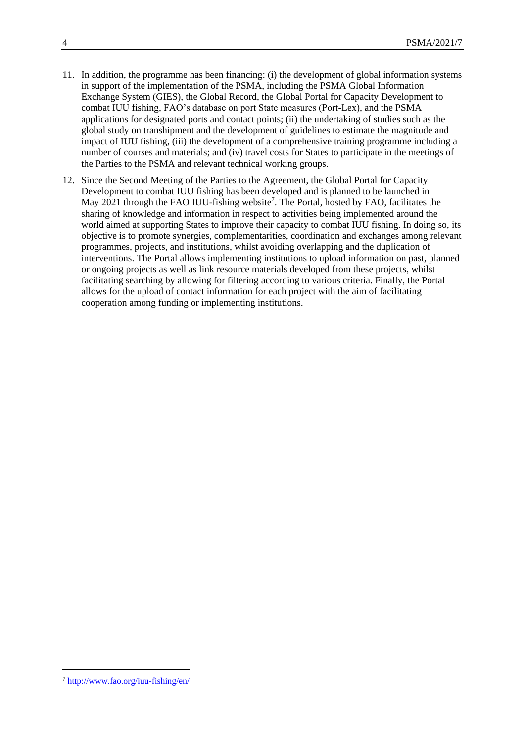11. In addition, the programme has been financing: (i) the development of global information systems in support of the implementation of the PSMA, including the PSMA Global Information Exchange System (GIES), the Global Record, the Global Portal for Capacity Development to combat IUU fishing, FAO's database on port State measures (Port-Lex), and the PSMA applications for designated ports and contact points; (ii) the undertaking of studies such as the global study on transhipment and the development of guidelines to estimate the magnitude and impact of IUU fishing, (iii) the development of a comprehensive training programme including a number of courses and materials; and (iv) travel costs for States to participate in the meetings of the Parties to the PSMA and relevant technical working groups.

12. Since the Second Meeting of the Parties to the Agreement, the Global Portal for Capacity Development to combat IUU fishing has been developed and is planned to be launched in May 2021 through the FAO IUU-fishing website[7]. The Portal, hosted by FAO, facilitates the sharing of knowledge and information in respect to activities being implemented around the world aimed at supporting States to improve their capacity to combat IUU fishing. In doing so, its objective is to promote synergies, complementarities, coordination and exchanges among relevant programmes, projects, and institutions, whilst avoiding overlapping and the duplication of interventions. The Portal allows implementing institutions to upload information on past, planned or ongoing projects as well as link resource materials developed from these projects, whilst facilitating searching by allowing for filtering according to various criteria. Finally, the Portal allows for the upload of contact information for each project with the aim of facilitating cooperation among funding or implementing institutions.

---

[7] http://www.fao.org/iuu-fishing/en/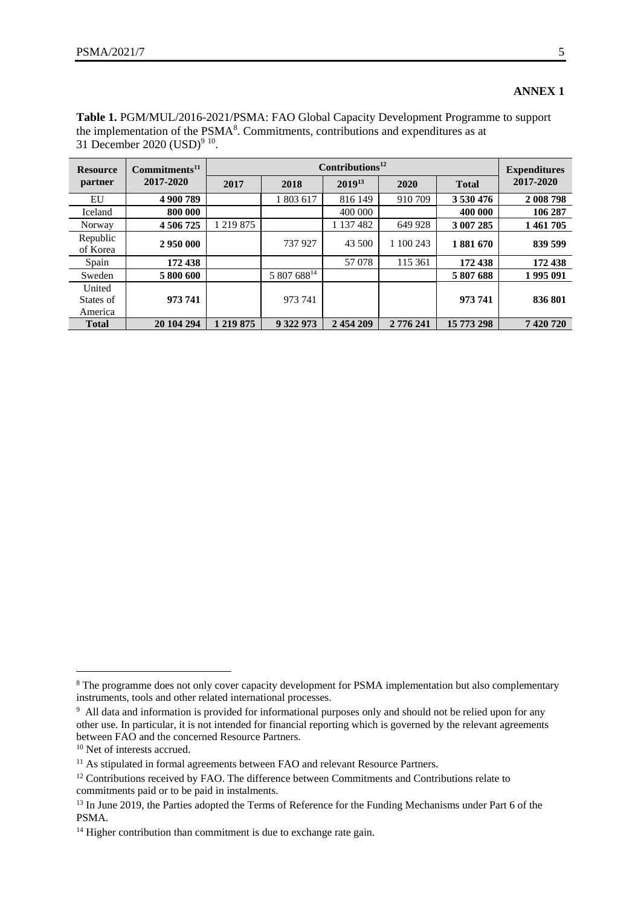**ANNEX 1**

**Table 1.** PGM/MUL/2016-2021/PSMA: FAO Global Capacity Development Programme to support the implementation of the PSMA[8]. Commitments, contributions and expenditures as at 31 December 2020 (USD)[9] [10].

| Resource partner | Commitments[11] 2017-2020 | Contributions[12] | | | | | Expenditures 2017-2020 |
|---|---|---|---|---|---|---|---|
| | | 2017 | 2018 | 2019[13] | 2020 | Total | |
| EU | **4 900 789** | | 1 803 617 | 816 149 | 910 709 | **3 530 476** | **2 008 798** |
| Iceland | **800 000** | | | 400 000 | | **400 000** | **106 287** |
| Norway | **4 506 725** | 1 219 875 | | 1 137 482 | 649 928 | **3 007 285** | **1 461 705** |
| Republic of Korea | **2 950 000** | | 737 927 | 43 500 | 1 100 243 | **1 881 670** | **839 599** |
| Spain | **172 438** | | | 57 078 | 115 361 | **172 438** | **172 438** |
| Sweden | **5 800 600** | | 5 807 688[14] | | | **5 807 688** | **1 995 091** |
| United States of America | **973 741** | | 973 741 | | | **973 741** | **836 801** |
| **Total** | **20 104 294** | **1 219 875** | **9 322 973** | **2 454 209** | **2 776 241** | **15 773 298** | **7 420 720** |

---

[8] The programme does not only cover capacity development for PSMA implementation but also complementary instruments, tools and other related international processes.

[9] All data and information is provided for informational purposes only and should not be relied upon for any other use. In particular, it is not intended for financial reporting which is governed by the relevant agreements between FAO and the concerned Resource Partners.

[10] Net of interests accrued.

[11] As stipulated in formal agreements between FAO and relevant Resource Partners.

[12] Contributions received by FAO. The difference between Commitments and Contributions relate to commitments paid or to be paid in instalments.

[13] In June 2019, the Parties adopted the Terms of Reference for the Funding Mechanisms under Part 6 of the PSMA.

[14] Higher contribution than commitment is due to exchange rate gain.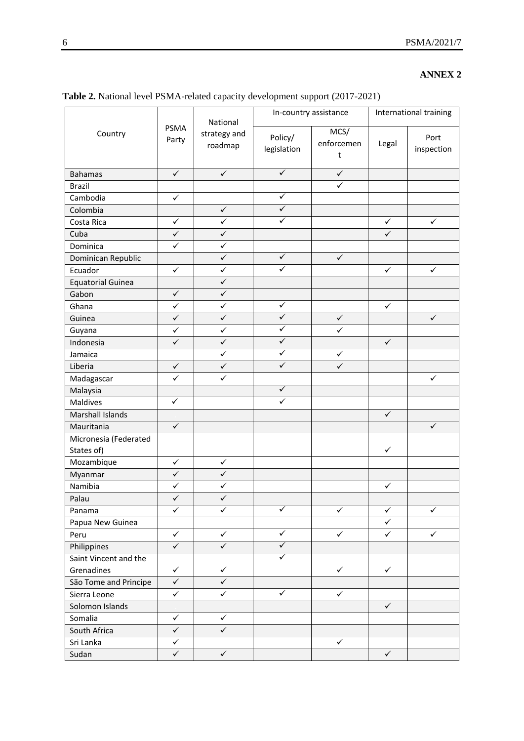**ANNEX 2**

**Table 2.** National level PSMA-related capacity development support (2017-2021)

| Country | PSMA Party | National strategy and roadmap | In-country assistance | | International training | |
|---|---|---|---|---|---|---|
| | | | Policy/ legislation | MCS/ enforcement | Legal | Port inspection |
| Bahamas | ✓ | ✓ | ✓ | ✓ | | |
| Brazil | | | | ✓ | | |
| Cambodia | ✓ | | ✓ | | | |
| Colombia | | ✓ | ✓ | | | |
| Costa Rica | ✓ | ✓ | ✓ | | ✓ | ✓ |
| Cuba | ✓ | ✓ | | | ✓ | |
| Dominica | ✓ | ✓ | | | | |
| Dominican Republic | | ✓ | ✓ | ✓ | | |
| Ecuador | ✓ | ✓ | ✓ | | ✓ | ✓ |
| Equatorial Guinea | | ✓ | | | | |
| Gabon | ✓ | ✓ | | | | |
| Ghana | ✓ | ✓ | ✓ | | ✓ | |
| Guinea | ✓ | ✓ | ✓ | ✓ | | ✓ |
| Guyana | ✓ | ✓ | ✓ | ✓ | | |
| Indonesia | ✓ | ✓ | ✓ | | ✓ | |
| Jamaica | | ✓ | ✓ | ✓ | | |
| Liberia | ✓ | ✓ | ✓ | ✓ | | |
| Madagascar | ✓ | ✓ | | | | ✓ |
| Malaysia | | | ✓ | | | |
| Maldives | ✓ | | ✓ | | | |
| Marshall Islands | | | | | ✓ | |
| Mauritania | ✓ | | | | | ✓ |
| Micronesia (Federated States of) | | | | | ✓ | |
| Mozambique | ✓ | ✓ | | | | |
| Myanmar | ✓ | ✓ | | | | |
| Namibia | ✓ | ✓ | | | ✓ | |
| Palau | ✓ | ✓ | | | | |
| Panama | ✓ | ✓ | ✓ | ✓ | ✓ | ✓ |
| Papua New Guinea | | | | | ✓ | |
| Peru | ✓ | ✓ | ✓ | ✓ | ✓ | ✓ |
| Philippines | ✓ | ✓ | ✓ | | | |
| Saint Vincent and the Grenadines | ✓ | ✓ | ✓ | ✓ | ✓ | |
| São Tome and Principe | ✓ | ✓ | | | | |
| Sierra Leone | ✓ | ✓ | ✓ | ✓ | | |
| Solomon Islands | | | | | ✓ | |
| Somalia | ✓ | ✓ | | | | |
| South Africa | ✓ | ✓ | | | | |
| Sri Lanka | ✓ | | | ✓ | | |
| Sudan | ✓ | ✓ | | | ✓ | |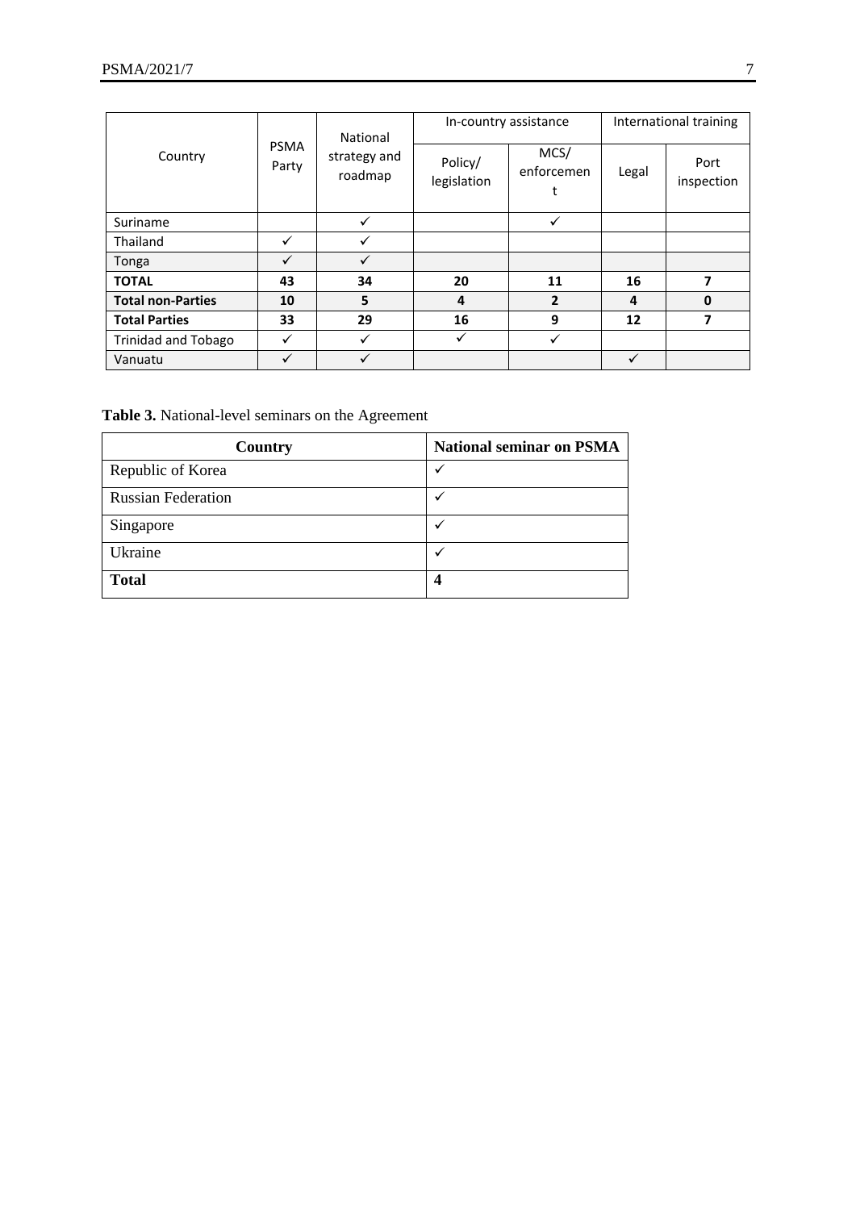| Country | PSMA Party | National strategy and roadmap | In-country assistance | | International training | |
|---|---|---|---|---|---|---|
| | | | Policy/ legislation | MCS/ enforcement | Legal | Port inspection |
| Suriname | | ✓ | | ✓ | | |
| Thailand | ✓ | ✓ | | | | |
| Tonga | ✓ | ✓ | | | | |
| **TOTAL** | **43** | **34** | **20** | **11** | **16** | **7** |
| **Total non-Parties** | **10** | **5** | **4** | **2** | **4** | **0** |
| **Total Parties** | **33** | **29** | **16** | **9** | **12** | **7** |
| Trinidad and Tobago | ✓ | ✓ | ✓ | ✓ | | |
| Vanuatu | ✓ | ✓ | | | ✓ | |

**Table 3.** National-level seminars on the Agreement

| Country | National seminar on PSMA |
|---|---|
| Republic of Korea | ✓ |
| Russian Federation | ✓ |
| Singapore | ✓ |
| Ukraine | ✓ |
| **Total** | **4** |